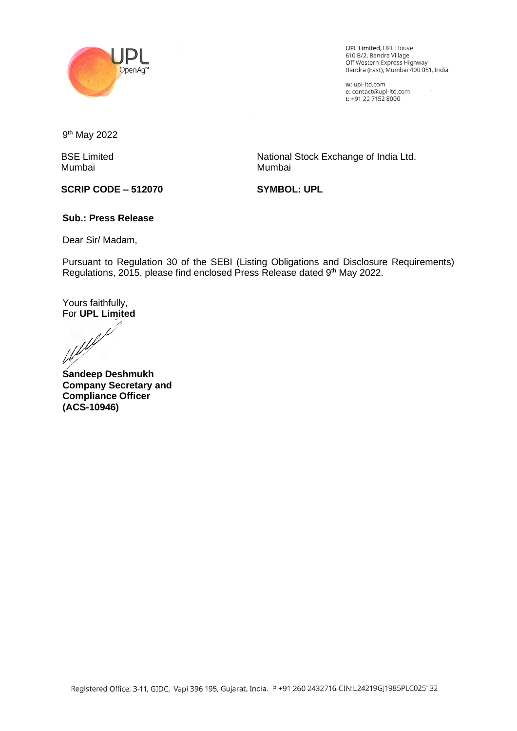UPL Limited, UPL House
610 B/2, Bandra Village
Off Western Express Highway
Bandra (East), Mumbai 400 051, India

w: upl-ltd.com
e: contact@upl-ltd.com
t: +91 22 7152 8000

9th May 2022

BSE Limited
Mumbai

National Stock Exchange of India Ltd.
Mumbai

**SCRIP CODE – 512070**

**SYMBOL: UPL**

**Sub.: Press Release**

Dear Sir/ Madam,

Pursuant to Regulation 30 of the SEBI (Listing Obligations and Disclosure Requirements) Regulations, 2015, please find enclosed Press Release dated 9th May 2022.

Yours faithfully,
For **UPL Limited**

**Sandeep Deshmukh**
**Company Secretary and Compliance Officer**
**(ACS-10946)**

Registered Office: 3-11, GIDC, Vapi 396 195, Gujarat, India. P +91 260 2432716 CIN:L24219GJ1985PLC025132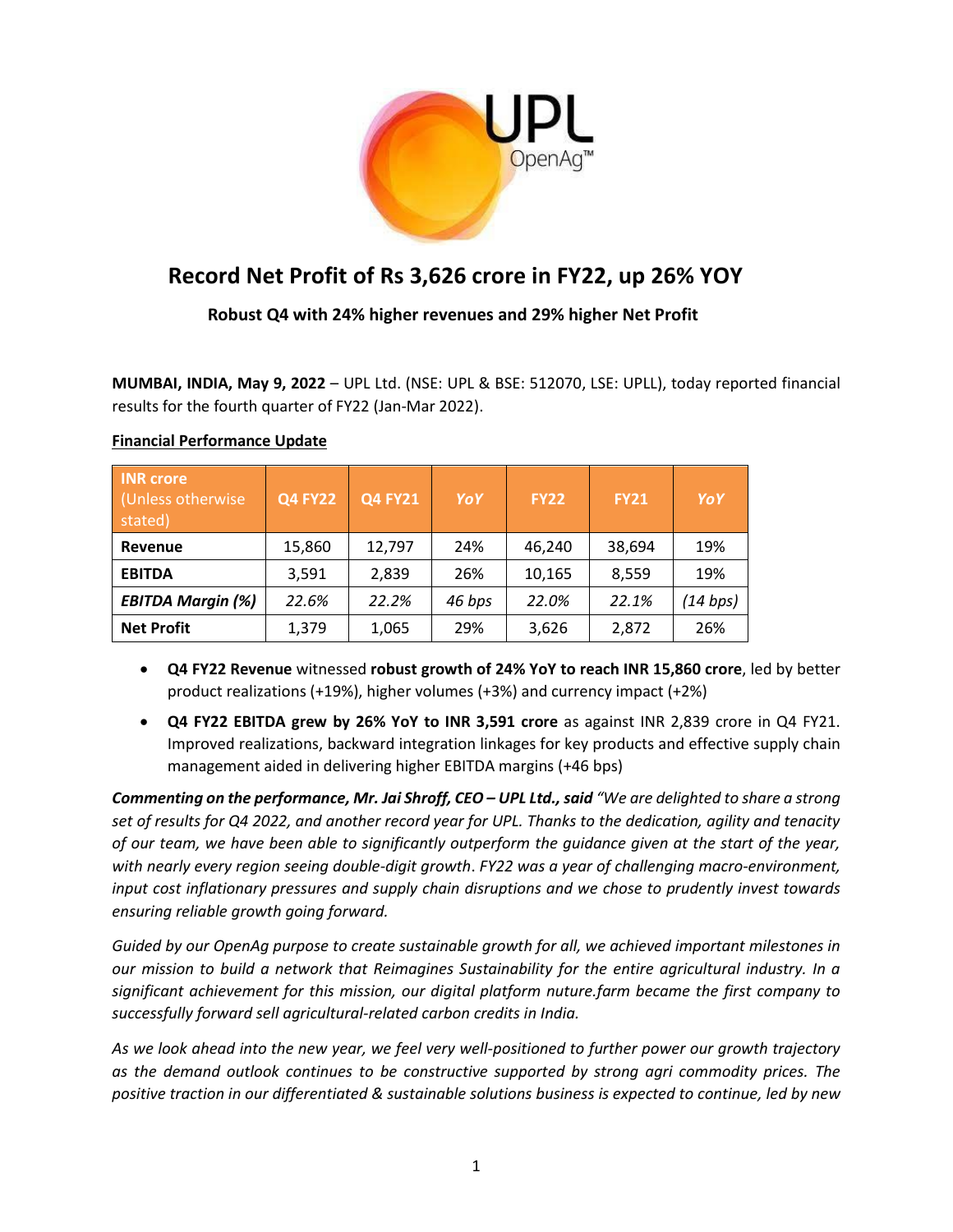# Record Net Profit of Rs 3,626 crore in FY22, up 26% YOY

**Robust Q4 with 24% higher revenues and 29% higher Net Profit**

**MUMBAI, INDIA, May 9, 2022** – UPL Ltd. (NSE: UPL & BSE: 512070, LSE: UPLL), today reported financial results for the fourth quarter of FY22 (Jan-Mar 2022).

**Financial Performance Update**

| INR crore (Unless otherwise stated) | Q4 FY22 | Q4 FY21 | *YoY* | FY22 | FY21 | *YoY* |
|---|---|---|---|---|---|---|
| **Revenue** | 15,860 | 12,797 | 24% | 46,240 | 38,694 | 19% |
| **EBITDA** | 3,591 | 2,839 | 26% | 10,165 | 8,559 | 19% |
| ***EBITDA Margin (%)*** | *22.6%* | *22.2%* | *46 bps* | *22.0%* | *22.1%* | *(14 bps)* |
| **Net Profit** | 1,379 | 1,065 | 29% | 3,626 | 2,872 | 26% |

- **Q4 FY22 Revenue** witnessed **robust growth of 24% YoY to reach INR 15,860 crore**, led by better product realizations (+19%), higher volumes (+3%) and currency impact (+2%)
- **Q4 FY22 EBITDA grew by 26% YoY to INR 3,591 crore** as against INR 2,839 crore in Q4 FY21. Improved realizations, backward integration linkages for key products and effective supply chain management aided in delivering higher EBITDA margins (+46 bps)

***Commenting on the performance, Mr. Jai Shroff, CEO – UPL Ltd., said*** *"We are delighted to share a strong set of results for Q4 2022, and another record year for UPL. Thanks to the dedication, agility and tenacity of our team, we have been able to significantly outperform the guidance given at the start of the year, with nearly every region seeing double-digit growth. FY22 was a year of challenging macro-environment, input cost inflationary pressures and supply chain disruptions and we chose to prudently invest towards ensuring reliable growth going forward.*

*Guided by our OpenAg purpose to create sustainable growth for all, we achieved important milestones in our mission to build a network that Reimagines Sustainability for the entire agricultural industry. In a significant achievement for this mission, our digital platform nuture.farm became the first company to successfully forward sell agricultural-related carbon credits in India.*

*As we look ahead into the new year, we feel very well-positioned to further power our growth trajectory as the demand outlook continues to be constructive supported by strong agri commodity prices. The positive traction in our differentiated & sustainable solutions business is expected to continue, led by new*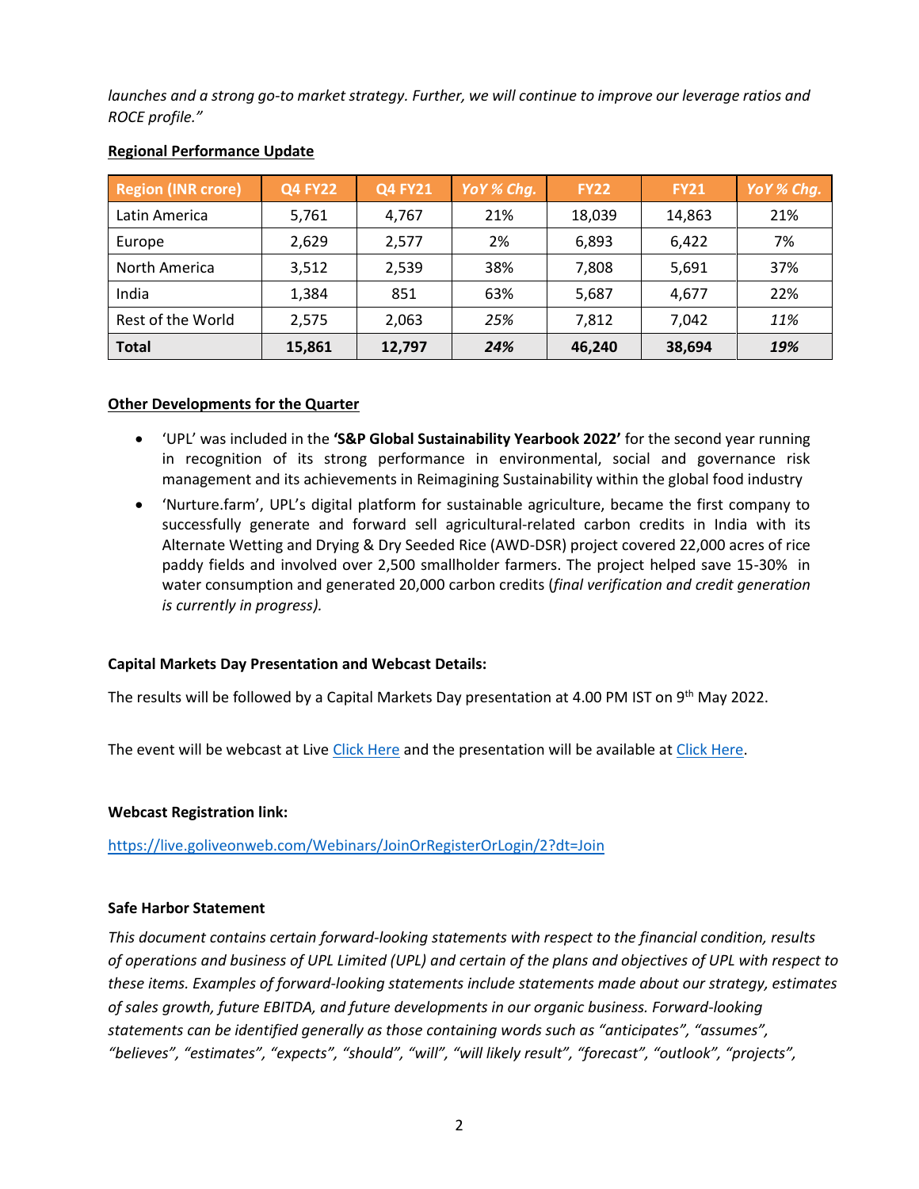*launches and a strong go-to market strategy. Further, we will continue to improve our leverage ratios and ROCE profile."*

**Regional Performance Update**

| Region (INR crore) | Q4 FY22 | Q4 FY21 | *YoY % Chg.* | FY22 | FY21 | *YoY % Chg.* |
|---|---|---|---|---|---|---|
| Latin America | 5,761 | 4,767 | 21% | 18,039 | 14,863 | 21% |
| Europe | 2,629 | 2,577 | 2% | 6,893 | 6,422 | 7% |
| North America | 3,512 | 2,539 | 38% | 7,808 | 5,691 | 37% |
| India | 1,384 | 851 | 63% | 5,687 | 4,677 | 22% |
| Rest of the World | 2,575 | 2,063 | *25%* | 7,812 | 7,042 | *11%* |
| **Total** | **15,861** | **12,797** | ***24%*** | **46,240** | **38,694** | ***19%*** |

**Other Developments for the Quarter**

- 'UPL' was included in the **'S&P Global Sustainability Yearbook 2022'** for the second year running in recognition of its strong performance in environmental, social and governance risk management and its achievements in Reimagining Sustainability within the global food industry
- 'Nurture.farm', UPL's digital platform for sustainable agriculture, became the first company to successfully generate and forward sell agricultural-related carbon credits in India with its Alternate Wetting and Drying & Dry Seeded Rice (AWD-DSR) project covered 22,000 acres of rice paddy fields and involved over 2,500 smallholder farmers. The project helped save 15-30% in water consumption and generated 20,000 carbon credits (*final verification and credit generation is currently in progress).*

**Capital Markets Day Presentation and Webcast Details:**

The results will be followed by a Capital Markets Day presentation at 4.00 PM IST on 9th May 2022.

The event will be webcast at Live Click Here and the presentation will be available at Click Here.

**Webcast Registration link:**

https://live.goliveonweb.com/Webinars/JoinOrRegisterOrLogin/2?dt=Join

**Safe Harbor Statement**

*This document contains certain forward-looking statements with respect to the financial condition, results of operations and business of UPL Limited (UPL) and certain of the plans and objectives of UPL with respect to these items. Examples of forward-looking statements include statements made about our strategy, estimates of sales growth, future EBITDA, and future developments in our organic business. Forward-looking statements can be identified generally as those containing words such as "anticipates", "assumes", "believes", "estimates", "expects", "should", "will", "will likely result", "forecast", "outlook", "projects",*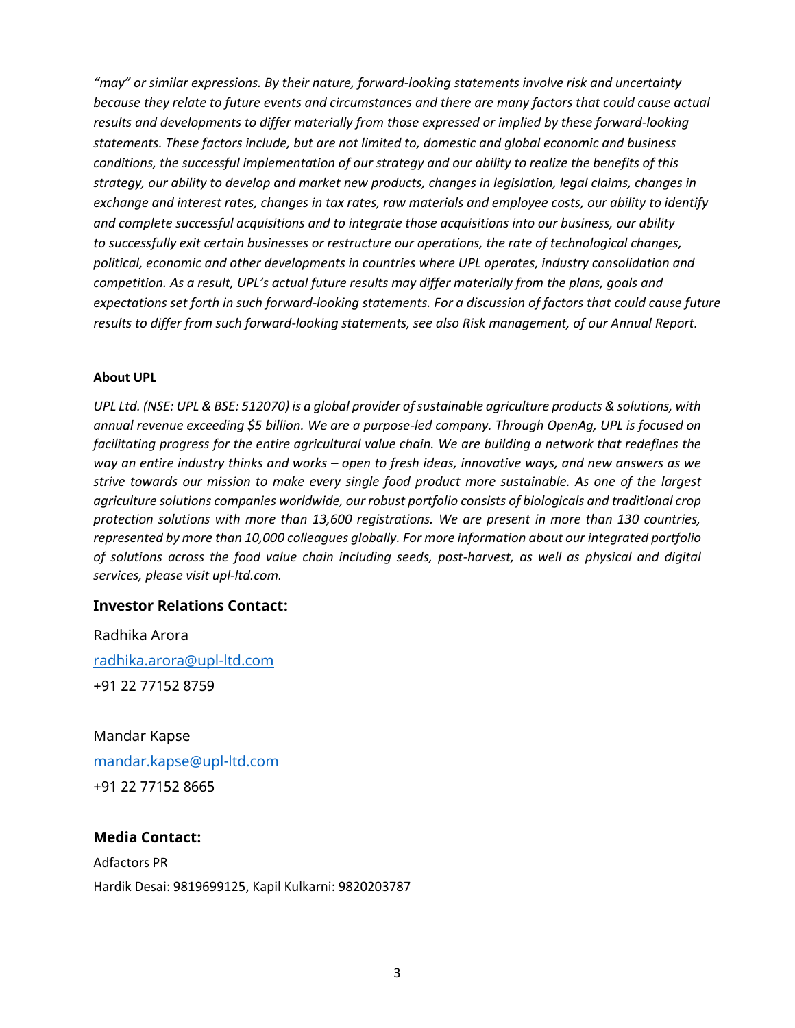*"may" or similar expressions. By their nature, forward-looking statements involve risk and uncertainty because they relate to future events and circumstances and there are many factors that could cause actual results and developments to differ materially from those expressed or implied by these forward-looking statements. These factors include, but are not limited to, domestic and global economic and business conditions, the successful implementation of our strategy and our ability to realize the benefits of this strategy, our ability to develop and market new products, changes in legislation, legal claims, changes in exchange and interest rates, changes in tax rates, raw materials and employee costs, our ability to identify and complete successful acquisitions and to integrate those acquisitions into our business, our ability to successfully exit certain businesses or restructure our operations, the rate of technological changes, political, economic and other developments in countries where UPL operates, industry consolidation and competition. As a result, UPL's actual future results may differ materially from the plans, goals and expectations set forth in such forward-looking statements. For a discussion of factors that could cause future results to differ from such forward-looking statements, see also Risk management, of our Annual Report.*

**About UPL**

*UPL Ltd. (NSE: UPL & BSE: 512070) is a global provider of sustainable agriculture products & solutions, with annual revenue exceeding $5 billion. We are a purpose-led company. Through OpenAg, UPL is focused on facilitating progress for the entire agricultural value chain. We are building a network that redefines the way an entire industry thinks and works – open to fresh ideas, innovative ways, and new answers as we strive towards our mission to make every single food product more sustainable. As one of the largest agriculture solutions companies worldwide, our robust portfolio consists of biologicals and traditional crop protection solutions with more than 13,600 registrations. We are present in more than 130 countries, represented by more than 10,000 colleagues globally. For more information about our integrated portfolio of solutions across the food value chain including seeds, post-harvest, as well as physical and digital services, please visit upl-ltd.com.*

### Investor Relations Contact:

Radhika Arora
radhika.arora@upl-ltd.com
+91 22 77152 8759

Mandar Kapse
mandar.kapse@upl-ltd.com
+91 22 77152 8665

### Media Contact:

Adfactors PR
Hardik Desai: 9819699125, Kapil Kulkarni: 9820203787